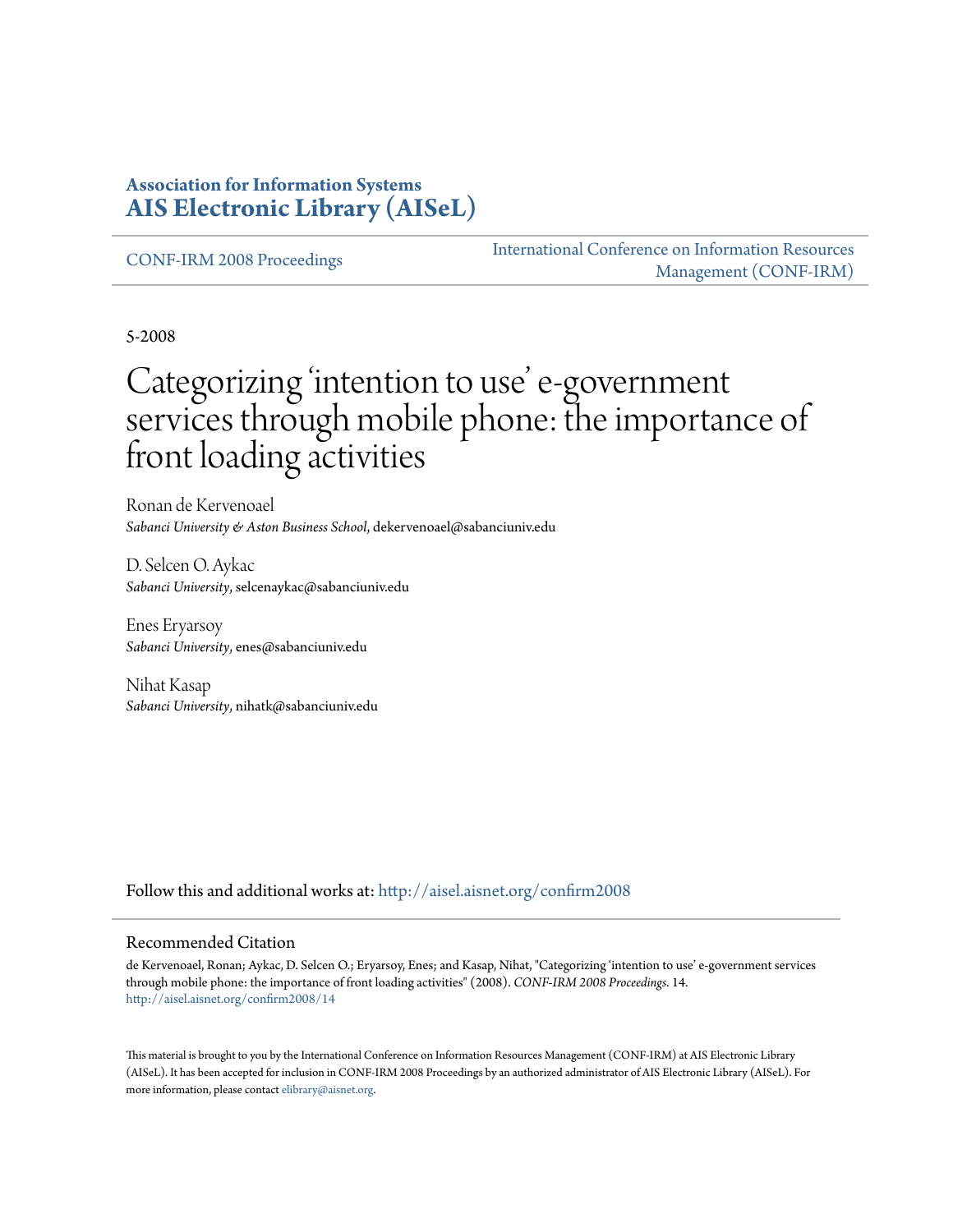**Association for Information Systems**
**AIS Electronic Library (AISeL)**

CONF-IRM 2008 Proceedings

International Conference on Information Resources Management (CONF-IRM)

5-2008

# Categorizing 'intention to use' e-government services through mobile phone: the importance of front loading activities

Ronan de Kervenoael
*Sabanci University & Aston Business School*, dekervenoael@sabanciuniv.edu

D. Selcen O. Aykac
*Sabanci University*, selcenaykac@sabanciuniv.edu

Enes Eryarsoy
*Sabanci University*, enes@sabanciuniv.edu

Nihat Kasap
*Sabanci University*, nihatk@sabanciuniv.edu

Follow this and additional works at: http://aisel.aisnet.org/confirm2008

## Recommended Citation

de Kervenoael, Ronan; Aykac, D. Selcen O.; Eryarsoy, Enes; and Kasap, Nihat, "Categorizing 'intention to use' e-government services through mobile phone: the importance of front loading activities" (2008). *CONF-IRM 2008 Proceedings*. 14.
http://aisel.aisnet.org/confirm2008/14

This material is brought to you by the International Conference on Information Resources Management (CONF-IRM) at AIS Electronic Library (AISeL). It has been accepted for inclusion in CONF-IRM 2008 Proceedings by an authorized administrator of AIS Electronic Library (AISeL). For more information, please contact elibrary@aisnet.org.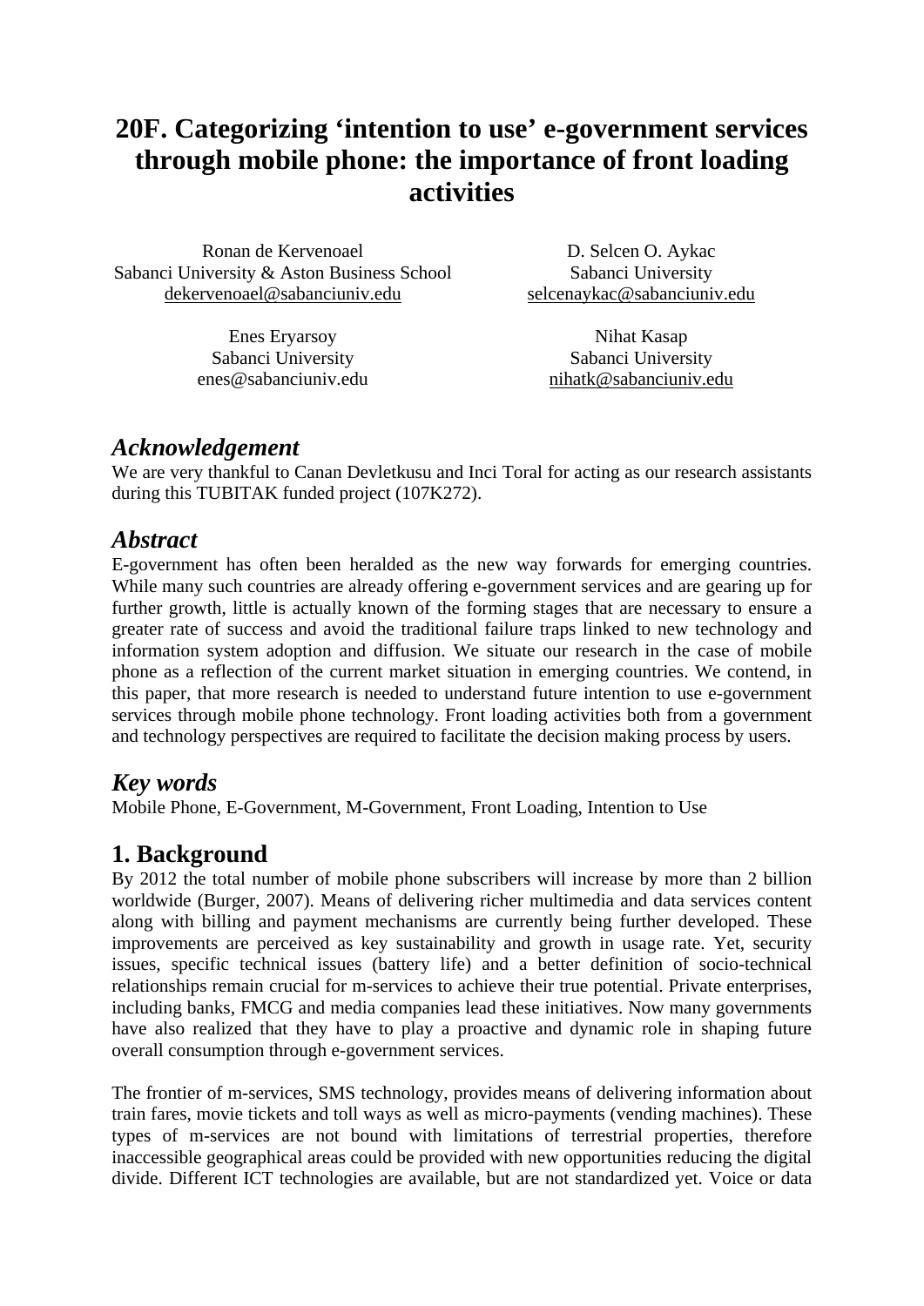# 20F. Categorizing 'intention to use' e-government services through mobile phone: the importance of front loading activities

Ronan de Kervenoael
Sabanci University & Aston Business School
dekervenoael@sabanciuniv.edu

D. Selcen O. Aykac
Sabanci University
selcenaykac@sabanciuniv.edu

Enes Eryarsoy
Sabanci University
enes@sabanciuniv.edu

Nihat Kasap
Sabanci University
nihatk@sabanciuniv.edu

## *Acknowledgement*

We are very thankful to Canan Devletkusu and Inci Toral for acting as our research assistants during this TUBITAK funded project (107K272).

## *Abstract*

E-government has often been heralded as the new way forwards for emerging countries. While many such countries are already offering e-government services and are gearing up for further growth, little is actually known of the forming stages that are necessary to ensure a greater rate of success and avoid the traditional failure traps linked to new technology and information system adoption and diffusion. We situate our research in the case of mobile phone as a reflection of the current market situation in emerging countries. We contend, in this paper, that more research is needed to understand future intention to use e-government services through mobile phone technology. Front loading activities both from a government and technology perspectives are required to facilitate the decision making process by users.

## *Key words*

Mobile Phone, E-Government, M-Government, Front Loading, Intention to Use

## 1. Background

By 2012 the total number of mobile phone subscribers will increase by more than 2 billion worldwide (Burger, 2007). Means of delivering richer multimedia and data services content along with billing and payment mechanisms are currently being further developed. These improvements are perceived as key sustainability and growth in usage rate. Yet, security issues, specific technical issues (battery life) and a better definition of socio-technical relationships remain crucial for m-services to achieve their true potential. Private enterprises, including banks, FMCG and media companies lead these initiatives. Now many governments have also realized that they have to play a proactive and dynamic role in shaping future overall consumption through e-government services.

The frontier of m-services, SMS technology, provides means of delivering information about train fares, movie tickets and toll ways as well as micro-payments (vending machines). These types of m-services are not bound with limitations of terrestrial properties, therefore inaccessible geographical areas could be provided with new opportunities reducing the digital divide. Different ICT technologies are available, but are not standardized yet. Voice or data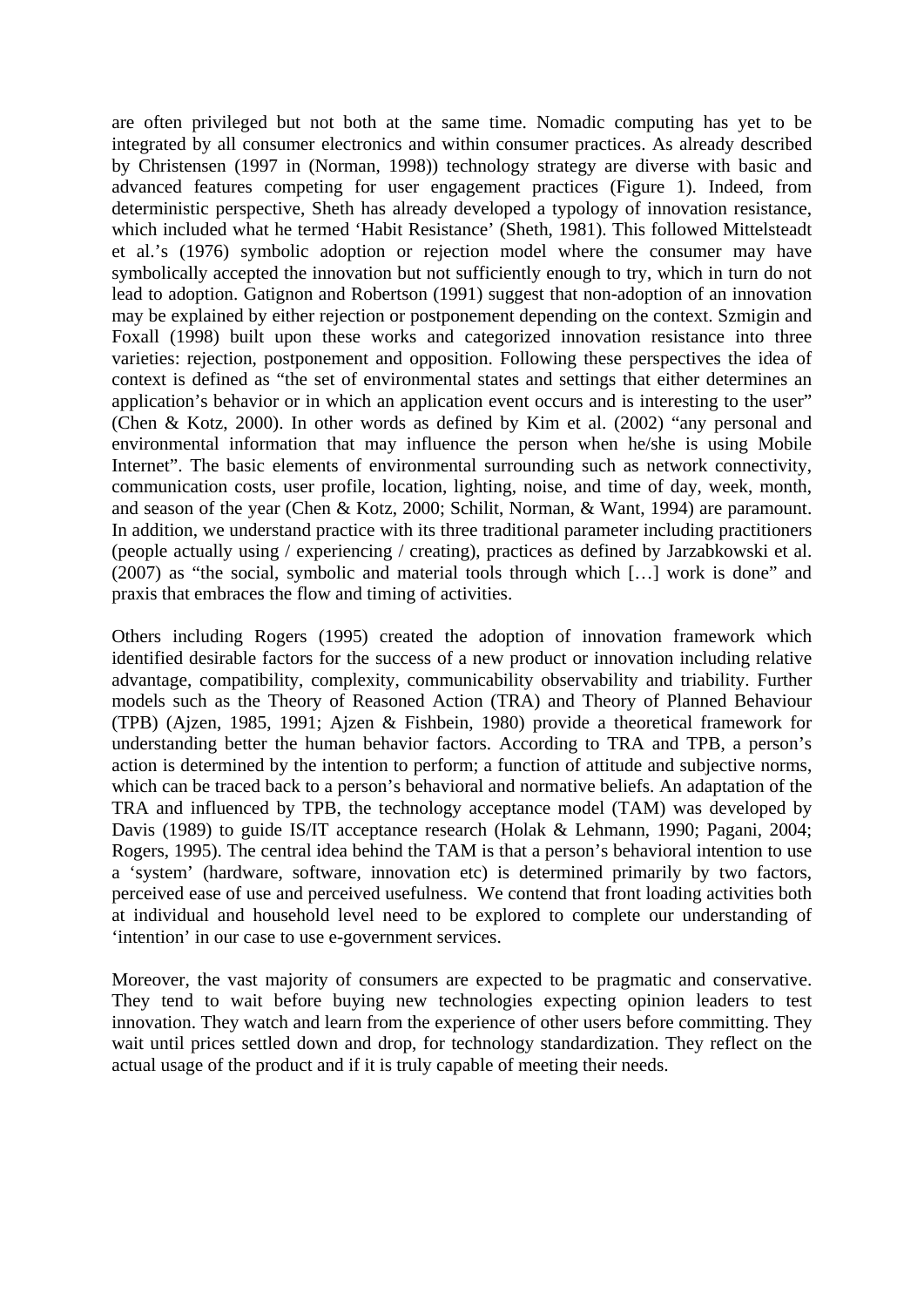are often privileged but not both at the same time. Nomadic computing has yet to be integrated by all consumer electronics and within consumer practices. As already described by Christensen (1997 in (Norman, 1998)) technology strategy are diverse with basic and advanced features competing for user engagement practices (Figure 1). Indeed, from deterministic perspective, Sheth has already developed a typology of innovation resistance, which included what he termed 'Habit Resistance' (Sheth, 1981). This followed Mittelsteadt et al.'s (1976) symbolic adoption or rejection model where the consumer may have symbolically accepted the innovation but not sufficiently enough to try, which in turn do not lead to adoption. Gatignon and Robertson (1991) suggest that non-adoption of an innovation may be explained by either rejection or postponement depending on the context. Szmigin and Foxall (1998) built upon these works and categorized innovation resistance into three varieties: rejection, postponement and opposition. Following these perspectives the idea of context is defined as "the set of environmental states and settings that either determines an application's behavior or in which an application event occurs and is interesting to the user" (Chen & Kotz, 2000). In other words as defined by Kim et al. (2002) "any personal and environmental information that may influence the person when he/she is using Mobile Internet". The basic elements of environmental surrounding such as network connectivity, communication costs, user profile, location, lighting, noise, and time of day, week, month, and season of the year (Chen & Kotz, 2000; Schilit, Norman, & Want, 1994) are paramount. In addition, we understand practice with its three traditional parameter including practitioners (people actually using / experiencing / creating), practices as defined by Jarzabkowski et al. (2007) as "the social, symbolic and material tools through which […] work is done" and praxis that embraces the flow and timing of activities.

Others including Rogers (1995) created the adoption of innovation framework which identified desirable factors for the success of a new product or innovation including relative advantage, compatibility, complexity, communicability observability and triability. Further models such as the Theory of Reasoned Action (TRA) and Theory of Planned Behaviour (TPB) (Ajzen, 1985, 1991; Ajzen & Fishbein, 1980) provide a theoretical framework for understanding better the human behavior factors. According to TRA and TPB, a person's action is determined by the intention to perform; a function of attitude and subjective norms, which can be traced back to a person's behavioral and normative beliefs. An adaptation of the TRA and influenced by TPB, the technology acceptance model (TAM) was developed by Davis (1989) to guide IS/IT acceptance research (Holak & Lehmann, 1990; Pagani, 2004; Rogers, 1995). The central idea behind the TAM is that a person's behavioral intention to use a 'system' (hardware, software, innovation etc) is determined primarily by two factors, perceived ease of use and perceived usefulness. We contend that front loading activities both at individual and household level need to be explored to complete our understanding of 'intention' in our case to use e-government services.

Moreover, the vast majority of consumers are expected to be pragmatic and conservative. They tend to wait before buying new technologies expecting opinion leaders to test innovation. They watch and learn from the experience of other users before committing. They wait until prices settled down and drop, for technology standardization. They reflect on the actual usage of the product and if it is truly capable of meeting their needs.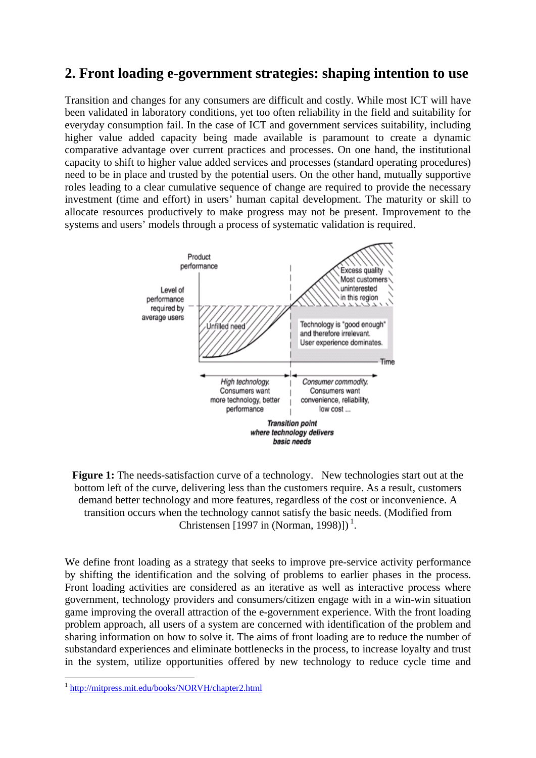## 2. Front loading e-government strategies: shaping intention to use

Transition and changes for any consumers are difficult and costly. While most ICT will have been validated in laboratory conditions, yet too often reliability in the field and suitability for everyday consumption fail. In the case of ICT and government services suitability, including higher value added capacity being made available is paramount to create a dynamic comparative advantage over current practices and processes. On one hand, the institutional capacity to shift to higher value added services and processes (standard operating procedures) need to be in place and trusted by the potential users. On the other hand, mutually supportive roles leading to a clear cumulative sequence of change are required to provide the necessary investment (time and effort) in users' human capital development. The maturity or skill to allocate resources productively to make progress may not be present. Improvement to the systems and users' models through a process of systematic validation is required.

**Figure 1:** The needs-satisfaction curve of a technology. New technologies start out at the bottom left of the curve, delivering less than the customers require. As a result, customers demand better technology and more features, regardless of the cost or inconvenience. A transition occurs when the technology cannot satisfy the basic needs. (Modified from Christensen [1997 in (Norman, 1998)]) [1].

We define front loading as a strategy that seeks to improve pre-service activity performance by shifting the identification and the solving of problems to earlier phases in the process. Front loading activities are considered as an iterative as well as interactive process where government, technology providers and consumers/citizen engage with in a win-win situation game improving the overall attraction of the e-government experience. With the front loading problem approach, all users of a system are concerned with identification of the problem and sharing information on how to solve it. The aims of front loading are to reduce the number of substandard experiences and eliminate bottlenecks in the process, to increase loyalty and trust in the system, utilize opportunities offered by new technology to reduce cycle time and

[1] http://mitpress.mit.edu/books/NORVH/chapter2.html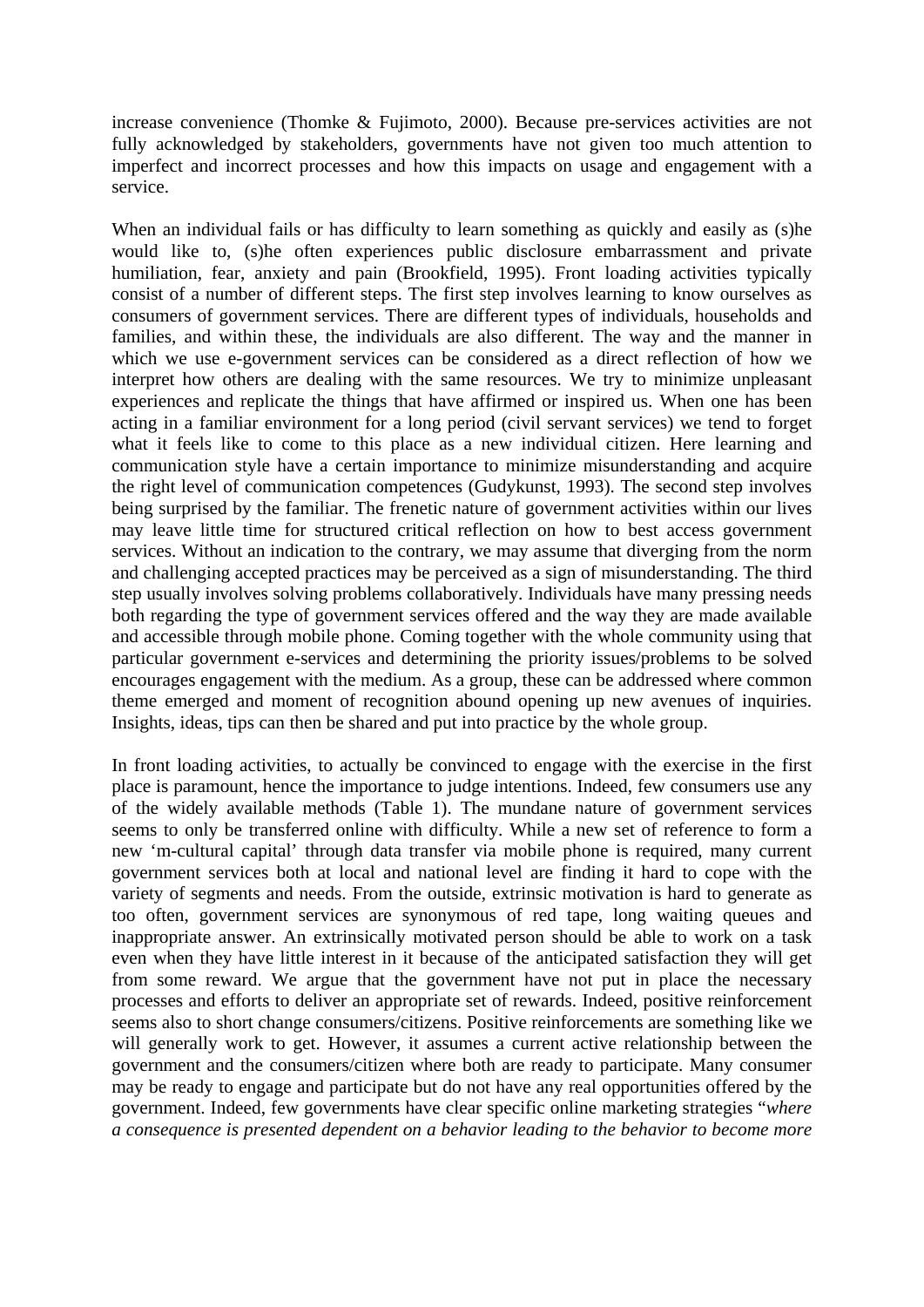increase convenience (Thomke & Fujimoto, 2000). Because pre-services activities are not fully acknowledged by stakeholders, governments have not given too much attention to imperfect and incorrect processes and how this impacts on usage and engagement with a service.

When an individual fails or has difficulty to learn something as quickly and easily as (s)he would like to, (s)he often experiences public disclosure embarrassment and private humiliation, fear, anxiety and pain (Brookfield, 1995). Front loading activities typically consist of a number of different steps. The first step involves learning to know ourselves as consumers of government services. There are different types of individuals, households and families, and within these, the individuals are also different. The way and the manner in which we use e-government services can be considered as a direct reflection of how we interpret how others are dealing with the same resources. We try to minimize unpleasant experiences and replicate the things that have affirmed or inspired us. When one has been acting in a familiar environment for a long period (civil servant services) we tend to forget what it feels like to come to this place as a new individual citizen. Here learning and communication style have a certain importance to minimize misunderstanding and acquire the right level of communication competences (Gudykunst, 1993). The second step involves being surprised by the familiar. The frenetic nature of government activities within our lives may leave little time for structured critical reflection on how to best access government services. Without an indication to the contrary, we may assume that diverging from the norm and challenging accepted practices may be perceived as a sign of misunderstanding. The third step usually involves solving problems collaboratively. Individuals have many pressing needs both regarding the type of government services offered and the way they are made available and accessible through mobile phone. Coming together with the whole community using that particular government e-services and determining the priority issues/problems to be solved encourages engagement with the medium. As a group, these can be addressed where common theme emerged and moment of recognition abound opening up new avenues of inquiries. Insights, ideas, tips can then be shared and put into practice by the whole group.

In front loading activities, to actually be convinced to engage with the exercise in the first place is paramount, hence the importance to judge intentions. Indeed, few consumers use any of the widely available methods (Table 1). The mundane nature of government services seems to only be transferred online with difficulty. While a new set of reference to form a new 'm-cultural capital' through data transfer via mobile phone is required, many current government services both at local and national level are finding it hard to cope with the variety of segments and needs. From the outside, extrinsic motivation is hard to generate as too often, government services are synonymous of red tape, long waiting queues and inappropriate answer. An extrinsically motivated person should be able to work on a task even when they have little interest in it because of the anticipated satisfaction they will get from some reward. We argue that the government have not put in place the necessary processes and efforts to deliver an appropriate set of rewards. Indeed, positive reinforcement seems also to short change consumers/citizens. Positive reinforcements are something like we will generally work to get. However, it assumes a current active relationship between the government and the consumers/citizen where both are ready to participate. Many consumer may be ready to engage and participate but do not have any real opportunities offered by the government. Indeed, few governments have clear specific online marketing strategies "*where a consequence is presented dependent on a behavior leading to the behavior to become more*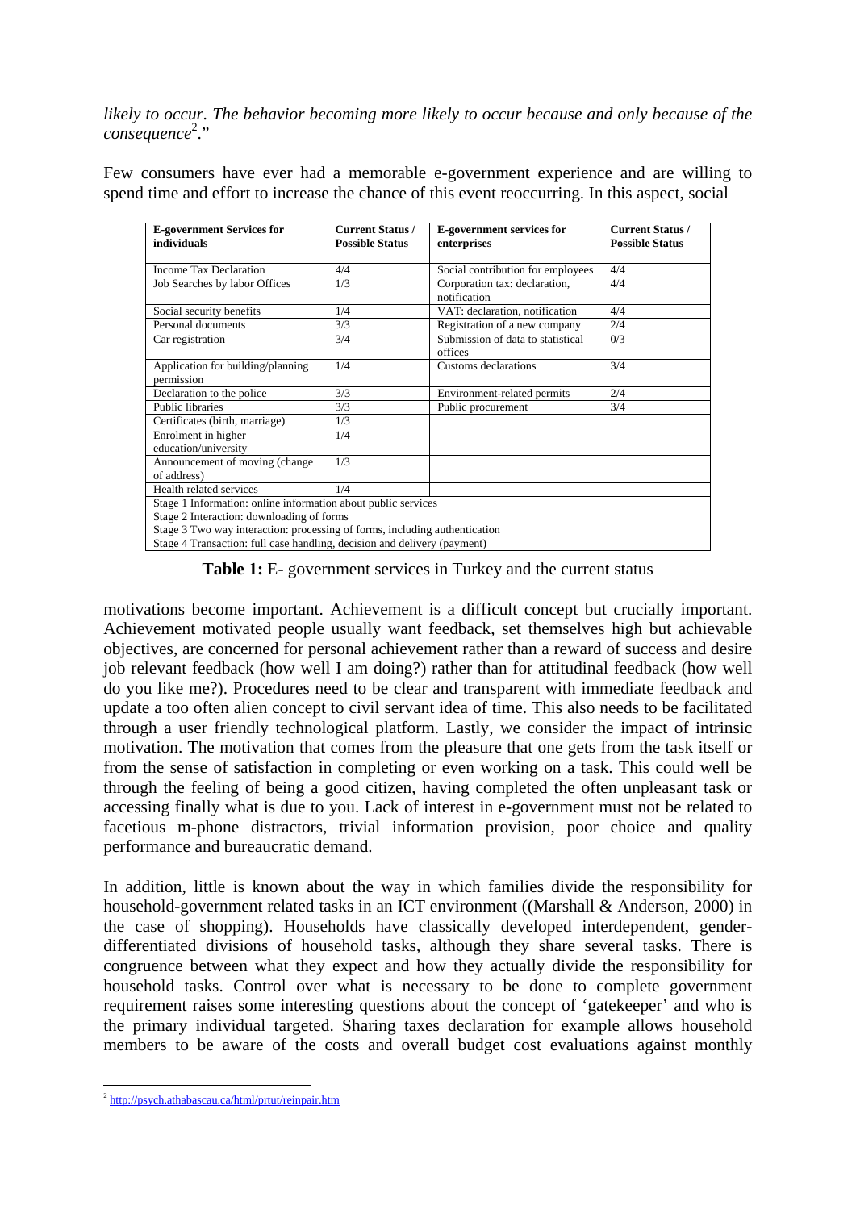*likely to occur. The behavior becoming more likely to occur because and only because of the consequence*[2]*.*"

Few consumers have ever had a memorable e-government experience and are willing to spend time and effort to increase the chance of this event reoccurring. In this aspect, social

| E-government Services for individuals | Current Status / Possible Status | E-government services for enterprises | Current Status / Possible Status |
|---|---|---|---|
| Income Tax Declaration | 4/4 | Social contribution for employees | 4/4 |
| Job Searches by labor Offices | 1/3 | Corporation tax: declaration, notification | 4/4 |
| Social security benefits | 1/4 | VAT: declaration, notification | 4/4 |
| Personal documents | 3/3 | Registration of a new company | 2/4 |
| Car registration | 3/4 | Submission of data to statistical offices | 0/3 |
| Application for building/planning permission | 1/4 | Customs declarations | 3/4 |
| Declaration to the police | 3/3 | Environment-related permits | 2/4 |
| Public libraries | 3/3 | Public procurement | 3/4 |
| Certificates (birth, marriage) | 1/3 | | |
| Enrolment in higher education/university | 1/4 | | |
| Announcement of moving (change of address) | 1/3 | | |
| Health related services | 1/4 | | |
| Stage 1 Information: online information about public services<br>Stage 2 Interaction: downloading of forms<br>Stage 3 Two way interaction: processing of forms, including authentication<br>Stage 4 Transaction: full case handling, decision and delivery (payment) | | | |

**Table 1:** E- government services in Turkey and the current status

motivations become important. Achievement is a difficult concept but crucially important. Achievement motivated people usually want feedback, set themselves high but achievable objectives, are concerned for personal achievement rather than a reward of success and desire job relevant feedback (how well I am doing?) rather than for attitudinal feedback (how well do you like me?). Procedures need to be clear and transparent with immediate feedback and update a too often alien concept to civil servant idea of time. This also needs to be facilitated through a user friendly technological platform. Lastly, we consider the impact of intrinsic motivation. The motivation that comes from the pleasure that one gets from the task itself or from the sense of satisfaction in completing or even working on a task. This could well be through the feeling of being a good citizen, having completed the often unpleasant task or accessing finally what is due to you. Lack of interest in e-government must not be related to facetious m-phone distractors, trivial information provision, poor choice and quality performance and bureaucratic demand.

In addition, little is known about the way in which families divide the responsibility for household-government related tasks in an ICT environment ((Marshall & Anderson, 2000) in the case of shopping). Households have classically developed interdependent, gender-differentiated divisions of household tasks, although they share several tasks. There is congruence between what they expect and how they actually divide the responsibility for household tasks. Control over what is necessary to be done to complete government requirement raises some interesting questions about the concept of 'gatekeeper' and who is the primary individual targeted. Sharing taxes declaration for example allows household members to be aware of the costs and overall budget cost evaluations against monthly

[2] http://psych.athabascau.ca/html/prtut/reinpair.htm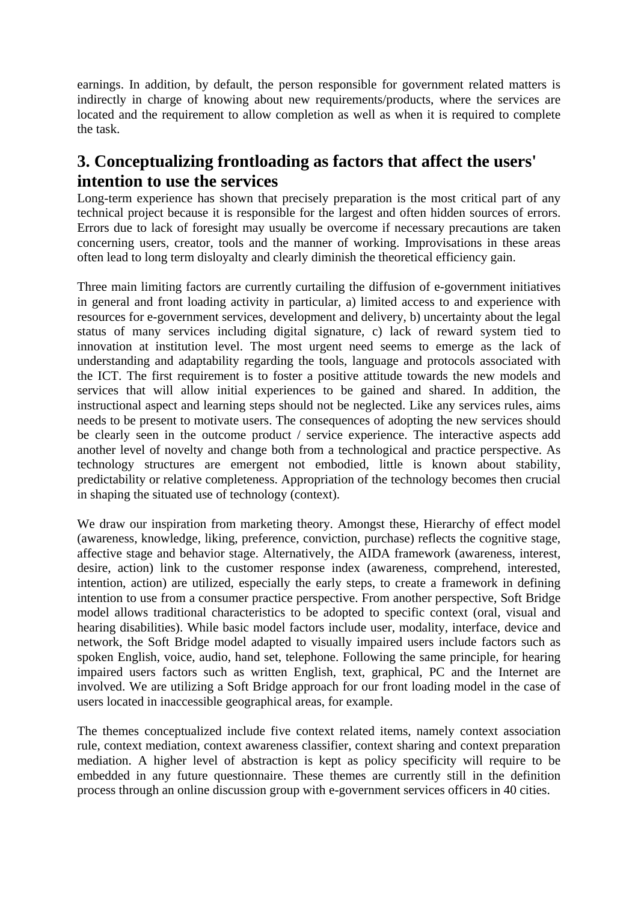earnings. In addition, by default, the person responsible for government related matters is indirectly in charge of knowing about new requirements/products, where the services are located and the requirement to allow completion as well as when it is required to complete the task.

## 3. Conceptualizing frontloading as factors that affect the users' intention to use the services

Long-term experience has shown that precisely preparation is the most critical part of any technical project because it is responsible for the largest and often hidden sources of errors. Errors due to lack of foresight may usually be overcome if necessary precautions are taken concerning users, creator, tools and the manner of working. Improvisations in these areas often lead to long term disloyalty and clearly diminish the theoretical efficiency gain.

Three main limiting factors are currently curtailing the diffusion of e-government initiatives in general and front loading activity in particular, a) limited access to and experience with resources for e-government services, development and delivery, b) uncertainty about the legal status of many services including digital signature, c) lack of reward system tied to innovation at institution level. The most urgent need seems to emerge as the lack of understanding and adaptability regarding the tools, language and protocols associated with the ICT. The first requirement is to foster a positive attitude towards the new models and services that will allow initial experiences to be gained and shared. In addition, the instructional aspect and learning steps should not be neglected. Like any services rules, aims needs to be present to motivate users. The consequences of adopting the new services should be clearly seen in the outcome product / service experience. The interactive aspects add another level of novelty and change both from a technological and practice perspective. As technology structures are emergent not embodied, little is known about stability, predictability or relative completeness. Appropriation of the technology becomes then crucial in shaping the situated use of technology (context).

We draw our inspiration from marketing theory. Amongst these, Hierarchy of effect model (awareness, knowledge, liking, preference, conviction, purchase) reflects the cognitive stage, affective stage and behavior stage. Alternatively, the AIDA framework (awareness, interest, desire, action) link to the customer response index (awareness, comprehend, interested, intention, action) are utilized, especially the early steps, to create a framework in defining intention to use from a consumer practice perspective. From another perspective, Soft Bridge model allows traditional characteristics to be adopted to specific context (oral, visual and hearing disabilities). While basic model factors include user, modality, interface, device and network, the Soft Bridge model adapted to visually impaired users include factors such as spoken English, voice, audio, hand set, telephone. Following the same principle, for hearing impaired users factors such as written English, text, graphical, PC and the Internet are involved. We are utilizing a Soft Bridge approach for our front loading model in the case of users located in inaccessible geographical areas, for example.

The themes conceptualized include five context related items, namely context association rule, context mediation, context awareness classifier, context sharing and context preparation mediation. A higher level of abstraction is kept as policy specificity will require to be embedded in any future questionnaire. These themes are currently still in the definition process through an online discussion group with e-government services officers in 40 cities.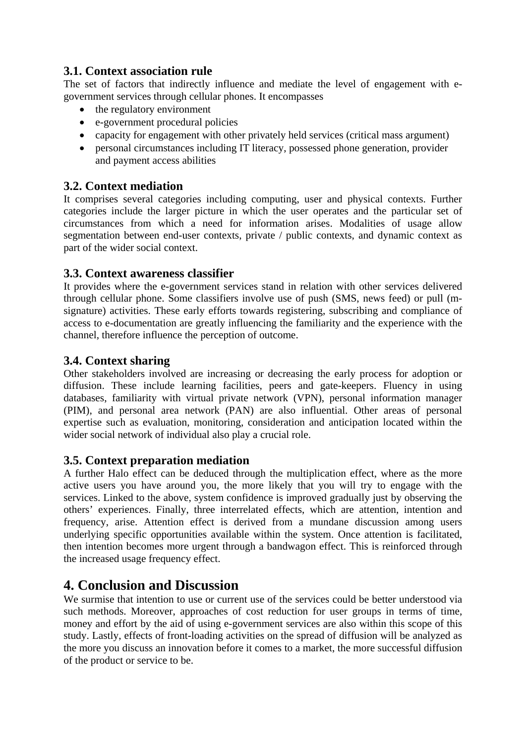### 3.1. Context association rule

The set of factors that indirectly influence and mediate the level of engagement with e-government services through cellular phones. It encompasses

- the regulatory environment
- e-government procedural policies
- capacity for engagement with other privately held services (critical mass argument)
- personal circumstances including IT literacy, possessed phone generation, provider and payment access abilities

### 3.2. Context mediation

It comprises several categories including computing, user and physical contexts. Further categories include the larger picture in which the user operates and the particular set of circumstances from which a need for information arises. Modalities of usage allow segmentation between end-user contexts, private / public contexts, and dynamic context as part of the wider social context.

### 3.3. Context awareness classifier

It provides where the e-government services stand in relation with other services delivered through cellular phone. Some classifiers involve use of push (SMS, news feed) or pull (m-signature) activities. These early efforts towards registering, subscribing and compliance of access to e-documentation are greatly influencing the familiarity and the experience with the channel, therefore influence the perception of outcome.

### 3.4. Context sharing

Other stakeholders involved are increasing or decreasing the early process for adoption or diffusion. These include learning facilities, peers and gate-keepers. Fluency in using databases, familiarity with virtual private network (VPN), personal information manager (PIM), and personal area network (PAN) are also influential. Other areas of personal expertise such as evaluation, monitoring, consideration and anticipation located within the wider social network of individual also play a crucial role.

### 3.5. Context preparation mediation

A further Halo effect can be deduced through the multiplication effect, where as the more active users you have around you, the more likely that you will try to engage with the services. Linked to the above, system confidence is improved gradually just by observing the others' experiences. Finally, three interrelated effects, which are attention, intention and frequency, arise. Attention effect is derived from a mundane discussion among users underlying specific opportunities available within the system. Once attention is facilitated, then intention becomes more urgent through a bandwagon effect. This is reinforced through the increased usage frequency effect.

## 4. Conclusion and Discussion

We surmise that intention to use or current use of the services could be better understood via such methods. Moreover, approaches of cost reduction for user groups in terms of time, money and effort by the aid of using e-government services are also within this scope of this study. Lastly, effects of front-loading activities on the spread of diffusion will be analyzed as the more you discuss an innovation before it comes to a market, the more successful diffusion of the product or service to be.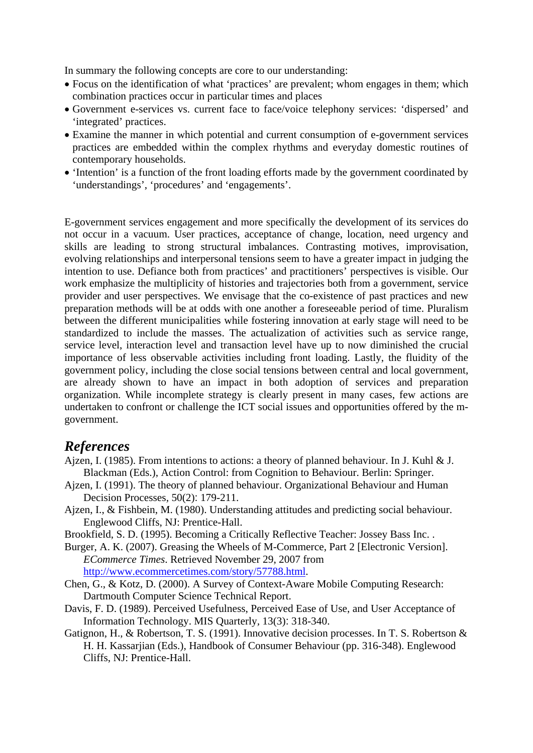In summary the following concepts are core to our understanding:

- Focus on the identification of what ‘practices’ are prevalent; whom engages in them; which combination practices occur in particular times and places
- Government e-services vs. current face to face/voice telephony services: ‘dispersed’ and ‘integrated’ practices.
- Examine the manner in which potential and current consumption of e-government services practices are embedded within the complex rhythms and everyday domestic routines of contemporary households.
- ‘Intention’ is a function of the front loading efforts made by the government coordinated by ‘understandings’, ‘procedures’ and ‘engagements’.

E-government services engagement and more specifically the development of its services do not occur in a vacuum. User practices, acceptance of change, location, need urgency and skills are leading to strong structural imbalances. Contrasting motives, improvisation, evolving relationships and interpersonal tensions seem to have a greater impact in judging the intention to use. Defiance both from practices’ and practitioners’ perspectives is visible. Our work emphasize the multiplicity of histories and trajectories both from a government, service provider and user perspectives. We envisage that the co-existence of past practices and new preparation methods will be at odds with one another a foreseeable period of time. Pluralism between the different municipalities while fostering innovation at early stage will need to be standardized to include the masses. The actualization of activities such as service range, service level, interaction level and transaction level have up to now diminished the crucial importance of less observable activities including front loading. Lastly, the fluidity of the government policy, including the close social tensions between central and local government, are already shown to have an impact in both adoption of services and preparation organization. While incomplete strategy is clearly present in many cases, few actions are undertaken to confront or challenge the ICT social issues and opportunities offered by the m-government.

## *References*

Ajzen, I. (1985). From intentions to actions: a theory of planned behaviour. In J. Kuhl & J. Blackman (Eds.), Action Control: from Cognition to Behaviour. Berlin: Springer.

Ajzen, I. (1991). The theory of planned behaviour. Organizational Behaviour and Human Decision Processes, 50(2): 179-211.

Ajzen, I., & Fishbein, M. (1980). Understanding attitudes and predicting social behaviour. Englewood Cliffs, NJ: Prentice-Hall.

Brookfield, S. D. (1995). Becoming a Critically Reflective Teacher: Jossey Bass Inc. .

Burger, A. K. (2007). Greasing the Wheels of M-Commerce, Part 2 [Electronic Version]. *ECommerce Times*. Retrieved November 29, 2007 from http://www.ecommercetimes.com/story/57788.html.

Chen, G., & Kotz, D. (2000). A Survey of Context-Aware Mobile Computing Research: Dartmouth Computer Science Technical Report.

Davis, F. D. (1989). Perceived Usefulness, Perceived Ease of Use, and User Acceptance of Information Technology. MIS Quarterly, 13(3): 318-340.

Gatignon, H., & Robertson, T. S. (1991). Innovative decision processes. In T. S. Robertson & H. H. Kassarjian (Eds.), Handbook of Consumer Behaviour (pp. 316-348). Englewood Cliffs, NJ: Prentice-Hall.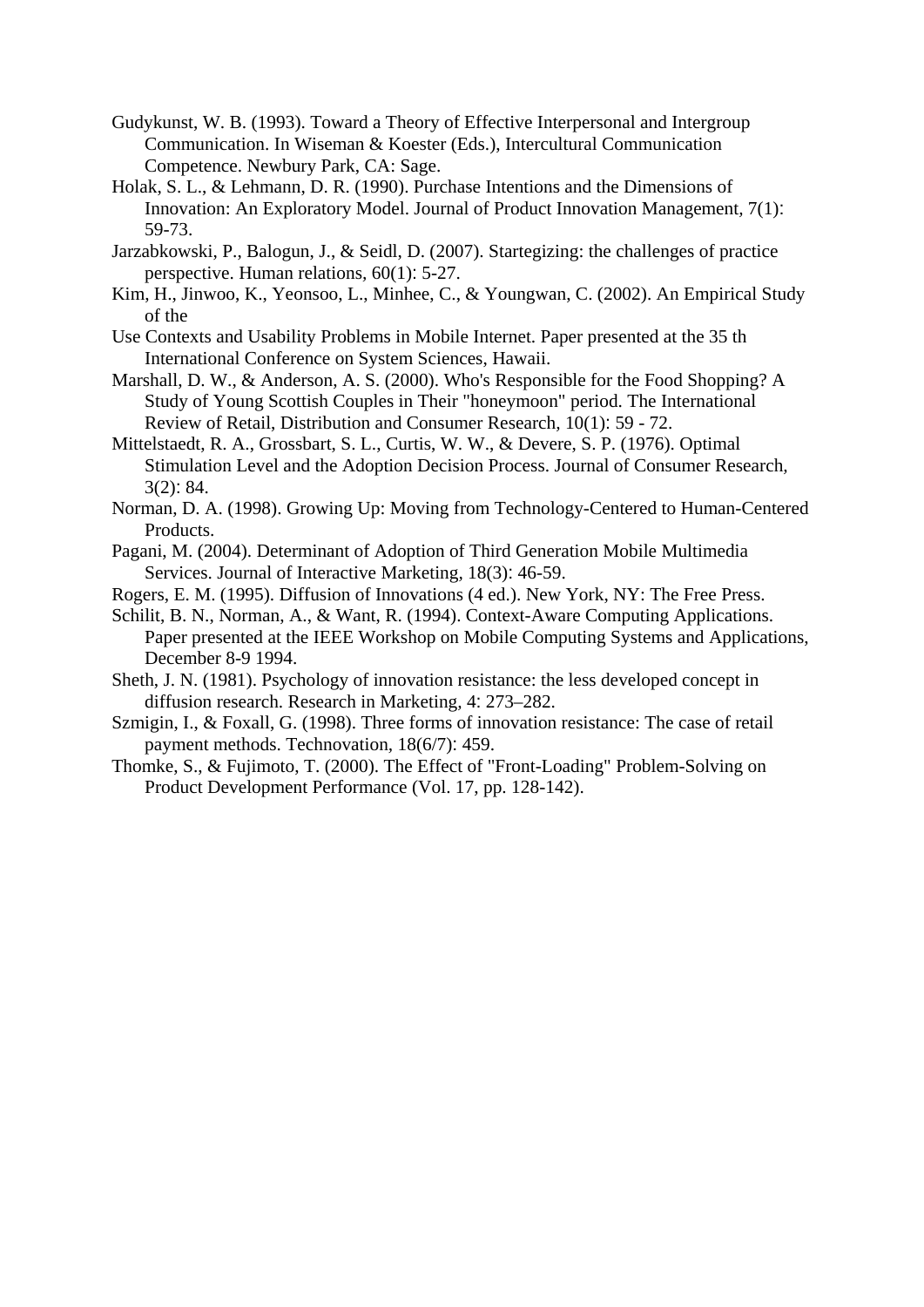Gudykunst, W. B. (1993). Toward a Theory of Effective Interpersonal and Intergroup Communication. In Wiseman & Koester (Eds.), Intercultural Communication Competence. Newbury Park, CA: Sage.

Holak, S. L., & Lehmann, D. R. (1990). Purchase Intentions and the Dimensions of Innovation: An Exploratory Model. Journal of Product Innovation Management, 7(1): 59-73.

Jarzabkowski, P., Balogun, J., & Seidl, D. (2007). Startegizing: the challenges of practice perspective. Human relations, 60(1): 5-27.

Kim, H., Jinwoo, K., Yeonsoo, L., Minhee, C., & Youngwan, C. (2002). An Empirical Study of the

Use Contexts and Usability Problems in Mobile Internet. Paper presented at the 35 th International Conference on System Sciences, Hawaii.

Marshall, D. W., & Anderson, A. S. (2000). Who's Responsible for the Food Shopping? A Study of Young Scottish Couples in Their "honeymoon" period. The International Review of Retail, Distribution and Consumer Research, 10(1): 59 - 72.

Mittelstaedt, R. A., Grossbart, S. L., Curtis, W. W., & Devere, S. P. (1976). Optimal Stimulation Level and the Adoption Decision Process. Journal of Consumer Research, 3(2): 84.

Norman, D. A. (1998). Growing Up: Moving from Technology-Centered to Human-Centered Products.

Pagani, M. (2004). Determinant of Adoption of Third Generation Mobile Multimedia Services. Journal of Interactive Marketing, 18(3): 46-59.

Rogers, E. M. (1995). Diffusion of Innovations (4 ed.). New York, NY: The Free Press.

Schilit, B. N., Norman, A., & Want, R. (1994). Context-Aware Computing Applications. Paper presented at the IEEE Workshop on Mobile Computing Systems and Applications, December 8-9 1994.

Sheth, J. N. (1981). Psychology of innovation resistance: the less developed concept in diffusion research. Research in Marketing, 4: 273–282.

Szmigin, I., & Foxall, G. (1998). Three forms of innovation resistance: The case of retail payment methods. Technovation, 18(6/7): 459.

Thomke, S., & Fujimoto, T. (2000). The Effect of "Front-Loading" Problem-Solving on Product Development Performance (Vol. 17, pp. 128-142).